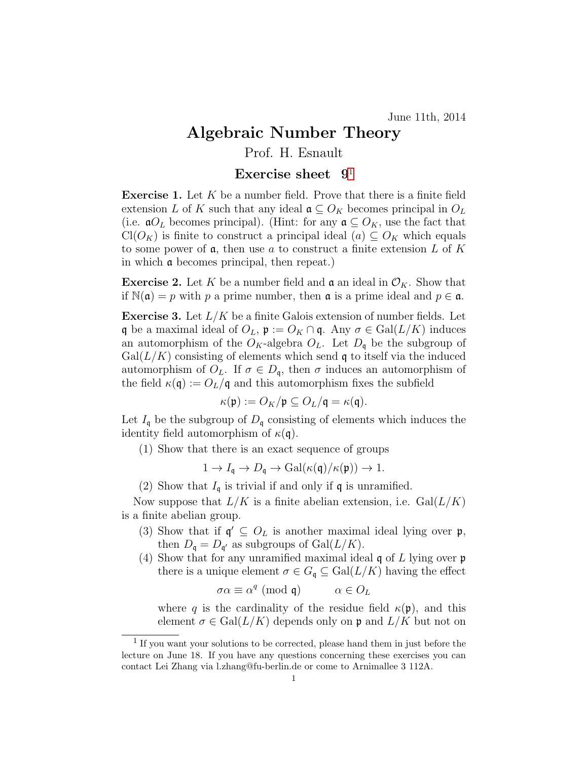June 11th, 2014

# Algebraic Number Theory

Prof. H. Esnault

## Exercise sheet 9[1]

**Exercise 1.** Let $K$ be a number field. Prove that there is a finite field extension $L$ of $K$ such that any ideal $\mathfrak{a} \subseteq O_K$ becomes principal in $O_L$ (i.e. $\mathfrak{a}O_L$ becomes principal). (Hint: for any $\mathfrak{a} \subseteq O_K$, use the fact that $\mathrm{Cl}(O_K)$ is finite to construct a principal ideal $(a) \subseteq O_K$ which equals to some power of $\mathfrak{a}$, then use $a$ to construct a finite extension $L$ of $K$ in which $\mathfrak{a}$ becomes principal, then repeat.)

**Exercise 2.** Let $K$ be a number field and $\mathfrak{a}$ an ideal in $\mathcal{O}_K$. Show that if $\mathbb{N}(\mathfrak{a}) = p$ with $p$ a prime number, then $\mathfrak{a}$ is a prime ideal and $p \in \mathfrak{a}$.

**Exercise 3.** Let $L/K$ be a finite Galois extension of number fields. Let $\mathfrak{q}$ be a maximal ideal of $O_L$, $\mathfrak{p} := O_K \cap \mathfrak{q}$. Any $\sigma \in \mathrm{Gal}(L/K)$ induces an automorphism of the $O_K$-algebra $O_L$. Let $D_\mathfrak{q}$ be the subgroup of $\mathrm{Gal}(L/K)$ consisting of elements which send $\mathfrak{q}$ to itself via the induced automorphism of $O_L$. If $\sigma \in D_\mathfrak{q}$, then $\sigma$ induces an automorphism of the field $\kappa(\mathfrak{q}) := O_L/\mathfrak{q}$ and this automorphism fixes the subfield

$$\kappa(\mathfrak{p}) := O_K/\mathfrak{p} \subseteq O_L/\mathfrak{q} = \kappa(\mathfrak{q}).$$

Let $I_\mathfrak{q}$ be the subgroup of $D_\mathfrak{q}$ consisting of elements which induces the identity field automorphism of $\kappa(\mathfrak{q})$.

(1) Show that there is an exact sequence of groups

$$1 \to I_\mathfrak{q} \to D_\mathfrak{q} \to \mathrm{Gal}(\kappa(\mathfrak{q})/\kappa(\mathfrak{p})) \to 1.$$

(2) Show that $I_\mathfrak{q}$ is trivial if and only if $\mathfrak{q}$ is unramified.

Now suppose that $L/K$ is a finite abelian extension, i.e. $\mathrm{Gal}(L/K)$ is a finite abelian group.

(3) Show that if $\mathfrak{q}' \subseteq O_L$ is another maximal ideal lying over $\mathfrak{p}$, then $D_\mathfrak{q} = D_{\mathfrak{q}'}$ as subgroups of $\mathrm{Gal}(L/K)$.

(4) Show that for any unramified maximal ideal $\mathfrak{q}$ of $L$ lying over $\mathfrak{p}$ there is a unique element $\sigma \in G_\mathfrak{q} \subseteq \mathrm{Gal}(L/K)$ having the effect

$$\sigma\alpha \equiv \alpha^q \pmod{\mathfrak{q}} \qquad \alpha \in O_L$$

where $q$ is the cardinality of the residue field $\kappa(\mathfrak{p})$, and this element $\sigma \in \mathrm{Gal}(L/K)$ depends only on $\mathfrak{p}$ and $L/K$ but not on

[1] If you want your solutions to be corrected, please hand them in just before the lecture on June 18. If you have any questions concerning these exercises you can contact Lei Zhang via l.zhang@fu-berlin.de or come to Arnimallee 3 112A.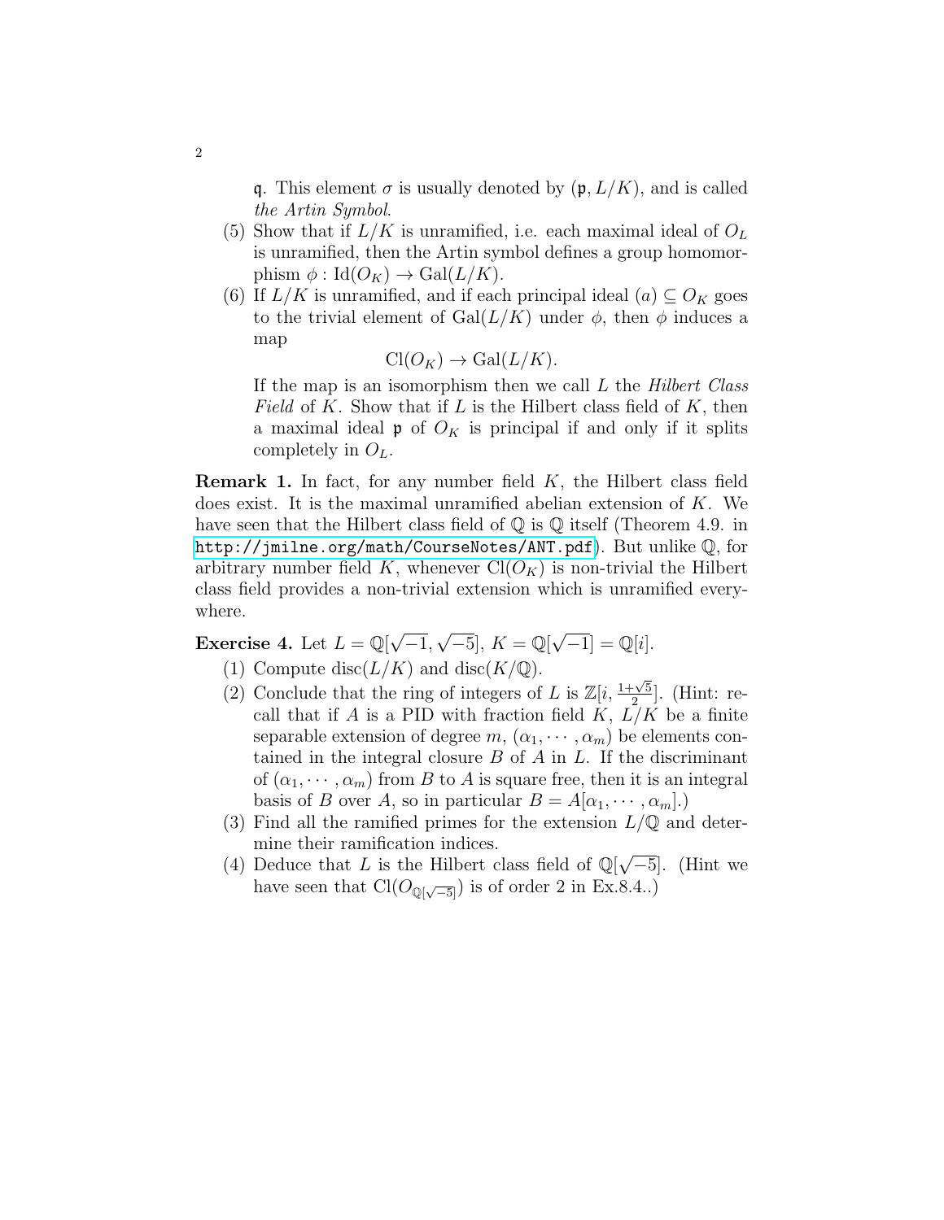$\mathfrak{q}$. This element $\sigma$ is usually denoted by $(\mathfrak{p}, L/K)$, and is called *the Artin Symbol*.

(5) Show that if $L/K$ is unramified, i.e. each maximal ideal of $O_L$ is unramified, then the Artin symbol defines a group homomorphism $\phi : \mathrm{Id}(O_K) \to \mathrm{Gal}(L/K)$.

(6) If $L/K$ is unramified, and if each principal ideal $(a) \subseteq O_K$ goes to the trivial element of $\mathrm{Gal}(L/K)$ under $\phi$, then $\phi$ induces a map

$$\mathrm{Cl}(O_K) \to \mathrm{Gal}(L/K).$$

If the map is an isomorphism then we call $L$ the *Hilbert Class Field* of $K$. Show that if $L$ is the Hilbert class field of $K$, then a maximal ideal $\mathfrak{p}$ of $O_K$ is principal if and only if it splits completely in $O_L$.

**Remark 1.** In fact, for any number field $K$, the Hilbert class field does exist. It is the maximal unramified abelian extension of $K$. We have seen that the Hilbert class field of $\mathbb{Q}$ is $\mathbb{Q}$ itself (Theorem 4.9. in http://jmilne.org/math/CourseNotes/ANT.pdf). But unlike $\mathbb{Q}$, for arbitrary number field $K$, whenever $\mathrm{Cl}(O_K)$ is non-trivial the Hilbert class field provides a non-trivial extension which is unramified everywhere.

**Exercise 4.** Let $L = \mathbb{Q}[\sqrt{-1}, \sqrt{-5}]$, $K = \mathbb{Q}[\sqrt{-1}] = \mathbb{Q}[i]$.

(1) Compute $\mathrm{disc}(L/K)$ and $\mathrm{disc}(K/\mathbb{Q})$.

(2) Conclude that the ring of integers of $L$ is $\mathbb{Z}[i, \frac{1+\sqrt{5}}{2}]$. (Hint: recall that if $A$ is a PID with fraction field $K$, $L/K$ be a finite separable extension of degree $m$, $(\alpha_1, \cdots, \alpha_m)$ be elements contained in the integral closure $B$ of $A$ in $L$. If the discriminant of $(\alpha_1, \cdots, \alpha_m)$ from $B$ to $A$ is square free, then it is an integral basis of $B$ over $A$, so in particular $B = A[\alpha_1, \cdots, \alpha_m]$.)

(3) Find all the ramified primes for the extension $L/\mathbb{Q}$ and determine their ramification indices.

(4) Deduce that $L$ is the Hilbert class field of $\mathbb{Q}[\sqrt{-5}]$. (Hint we have seen that $\mathrm{Cl}(O_{\mathbb{Q}[\sqrt{-5}]})$ is of order 2 in Ex.8.4..)